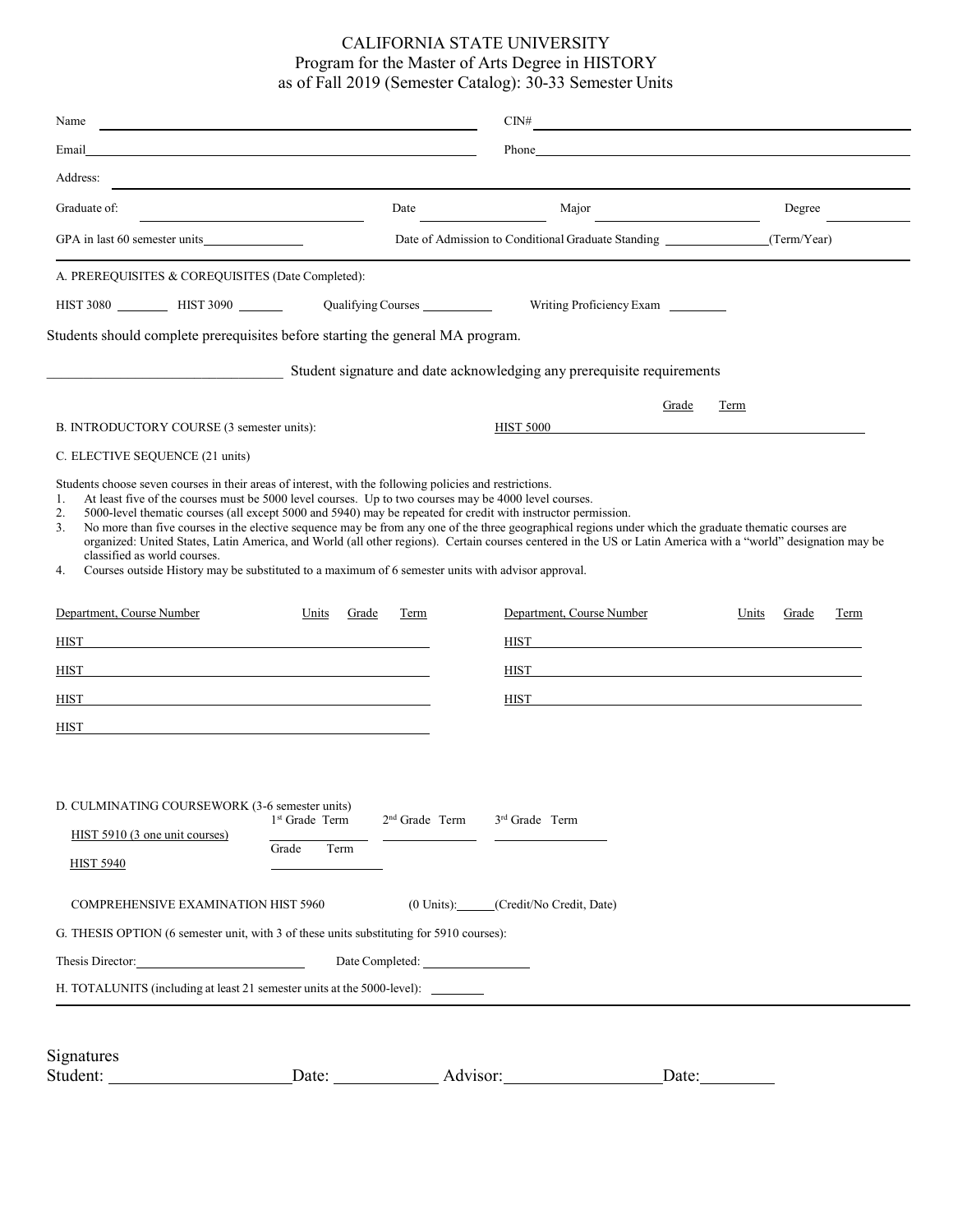# CALIFORNIA STATE UNIVERSITY
## Program for the Master of Arts Degree in HISTORY
### as of Fall 2019 (Semester Catalog): 30-33 Semester Units

Name ______________________ CIN# ______________________

Email ______________________ Phone ______________________

Address: ______________________

Graduate of: ______________ Date ______________ Major ______________ Degree ______________

GPA in last 60 semester units ______________ Date of Admission to Conditional Graduate Standing ______________ (Term/Year)

---

A. PREREQUISITES & COREQUISITES (Date Completed):

HIST 3080 ________ HIST 3090 ________ Qualifying Courses ________ Writing Proficiency Exam ________

Students should complete prerequisites before starting the general MA program.

______________________ Student signature and date acknowledging any prerequisite requirements

| | | Grade | Term |
|---|---|---|---|
| B. INTRODUCTORY COURSE (3 semester units): | HIST 5000 | | |

C. ELECTIVE SEQUENCE (21 units)

Students choose seven courses in their areas of interest, with the following policies and restrictions.

1. At least five of the courses must be 5000 level courses. Up to two courses may be 4000 level courses.
2. 5000-level thematic courses (all except 5000 and 5940) may be repeated for credit with instructor permission.
3. No more than five courses in the elective sequence may be from any one of the three geographical regions under which the graduate thematic courses are organized: United States, Latin America, and World (all other regions). Certain courses centered in the US or Latin America with a "world" designation may be classified as world courses.
4. Courses outside History may be substituted to a maximum of 6 semester units with advisor approval.

| Department, Course Number | Units | Grade | Term | Department, Course Number | Units | Grade | Term |
|---|---|---|---|---|---|---|---|
| HIST | | | | HIST | | | |
| HIST | | | | HIST | | | |
| HIST | | | | HIST | | | |
| HIST | | | | | | | |

D. CULMINATING COURSEWORK (3-6 semester units)

| | 1st Grade Term | 2nd Grade Term | 3rd Grade Term |
|---|---|---|---|
| HIST 5910 (3 one unit courses) | | | |
| | Grade Term | | |
| HIST 5940 | | | |

COMPREHENSIVE EXAMINATION HIST 5960 (0 Units): ______ (Credit/No Credit, Date)

G. THESIS OPTION (6 semester unit, with 3 of these units substituting for 5910 courses):

Thesis Director: ______________________ Date Completed: ______________

H. TOTALUNITS (including at least 21 semester units at the 5000-level): ________

---

Signatures

Student: ______________________ Date: ______________ Advisor: ______________________ Date: ________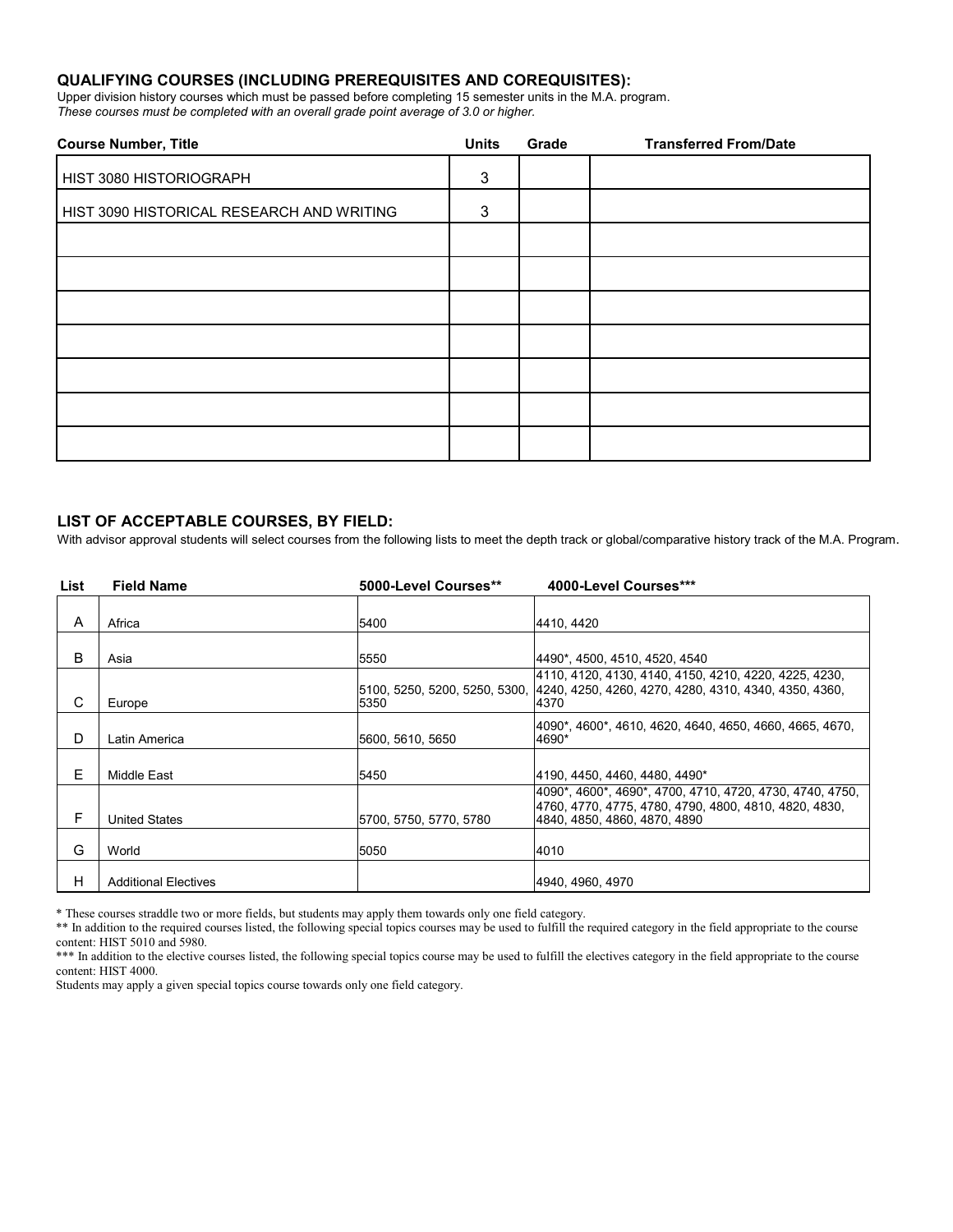## QUALIFYING COURSES (INCLUDING PREREQUISITES AND COREQUISITES):

Upper division history courses which must be passed before completing 15 semester units in the M.A. program.
*These courses must be completed with an overall grade point average of 3.0 or higher.*

| Course Number, Title | Units | Grade | Transferred From/Date |
|---|---|---|---|
| HIST 3080 HISTORIOGRAPH | 3 | | |
| HIST 3090 HISTORICAL RESEARCH AND WRITING | 3 | | |
| | | | |
| | | | |
| | | | |
| | | | |
| | | | |
| | | | |
| | | | |

## LIST OF ACCEPTABLE COURSES, BY FIELD:

With advisor approval students will select courses from the following lists to meet the depth track or global/comparative history track of the M.A. Program.

| List | Field Name | 5000-Level Courses** | 4000-Level Courses*** |
|---|---|---|---|
| A | Africa | 5400 | 4410, 4420 |
| B | Asia | 5550 | 4490*, 4500, 4510, 4520, 4540 |
| C | Europe | 5100, 5250, 5200, 5250, 5300, 5350 | 4110, 4120, 4130, 4140, 4150, 4210, 4220, 4225, 4230, 4240, 4250, 4260, 4270, 4280, 4310, 4340, 4350, 4360, 4370 |
| D | Latin America | 5600, 5610, 5650 | 4090*, 4600*, 4610, 4620, 4640, 4650, 4660, 4665, 4670, 4690* |
| E | Middle East | 5450 | 4190, 4450, 4460, 4480, 4490* |
| F | United States | 5700, 5750, 5770, 5780 | 4090*, 4600*, 4690*, 4700, 4710, 4720, 4730, 4740, 4750, 4760, 4770, 4775, 4780, 4790, 4800, 4810, 4820, 4830, 4840, 4850, 4860, 4870, 4890 |
| G | World | 5050 | 4010 |
| H | Additional Electives | | 4940, 4960, 4970 |

* These courses straddle two or more fields, but students may apply them towards only one field category.

** In addition to the required courses listed, the following special topics courses may be used to fulfill the required category in the field appropriate to the course content: HIST 5010 and 5980.

*** In addition to the elective courses listed, the following special topics course may be used to fulfill the electives category in the field appropriate to the course content: HIST 4000.

Students may apply a given special topics course towards only one field category.